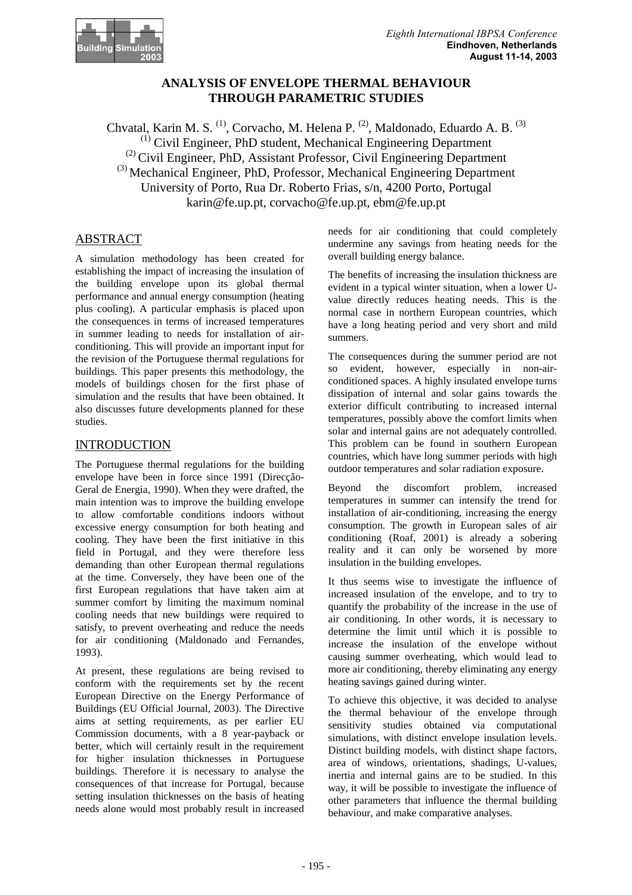# ANALYSIS OF ENVELOPE THERMAL BEHAVIOUR THROUGH PARAMETRIC STUDIES

Chvatal, Karin M. S. [(1)], Corvacho, M. Helena P. [(2)], Maldonado, Eduardo A. B. [(3)]
[(1)] Civil Engineer, PhD student, Mechanical Engineering Department
[(2)] Civil Engineer, PhD, Assistant Professor, Civil Engineering Department
[(3)] Mechanical Engineer, PhD, Professor, Mechanical Engineering Department
University of Porto, Rua Dr. Roberto Frias, s/n, 4200 Porto, Portugal
karin@fe.up.pt, corvacho@fe.up.pt, ebm@fe.up.pt

## ABSTRACT

A simulation methodology has been created for establishing the impact of increasing the insulation of the building envelope upon its global thermal performance and annual energy consumption (heating plus cooling). A particular emphasis is placed upon the consequences in terms of increased temperatures in summer leading to needs for installation of air-conditioning. This will provide an important input for the revision of the Portuguese thermal regulations for buildings. This paper presents this methodology, the models of buildings chosen for the first phase of simulation and the results that have been obtained. It also discusses future developments planned for these studies.

## INTRODUCTION

The Portuguese thermal regulations for the building envelope have been in force since 1991 (Direcção-Geral de Energia, 1990). When they were drafted, the main intention was to improve the building envelope to allow comfortable conditions indoors without excessive energy consumption for both heating and cooling. They have been the first initiative in this field in Portugal, and they were therefore less demanding than other European thermal regulations at the time. Conversely, they have been one of the first European regulations that have taken aim at summer comfort by limiting the maximum nominal cooling needs that new buildings were required to satisfy, to prevent overheating and reduce the needs for air conditioning (Maldonado and Fernandes, 1993).

At present, these regulations are being revised to conform with the requirements set by the recent European Directive on the Energy Performance of Buildings (EU Official Journal, 2003). The Directive aims at setting requirements, as per earlier EU Commission documents, with a 8 year-payback or better, which will certainly result in the requirement for higher insulation thicknesses in Portuguese buildings. Therefore it is necessary to analyse the consequences of that increase for Portugal, because setting insulation thicknesses on the basis of heating needs alone would most probably result in increased needs for air conditioning that could completely undermine any savings from heating needs for the overall building energy balance.

The benefits of increasing the insulation thickness are evident in a typical winter situation, when a lower U-value directly reduces heating needs. This is the normal case in northern European countries, which have a long heating period and very short and mild summers.

The consequences during the summer period are not so evident, however, especially in non-air-conditioned spaces. A highly insulated envelope turns dissipation of internal and solar gains towards the exterior difficult contributing to increased internal temperatures, possibly above the comfort limits when solar and internal gains are not adequately controlled. This problem can be found in southern European countries, which have long summer periods with high outdoor temperatures and solar radiation exposure.

Beyond the discomfort problem, increased temperatures in summer can intensify the trend for installation of air-conditioning, increasing the energy consumption. The growth in European sales of air conditioning (Roaf, 2001) is already a sobering reality and it can only be worsened by more insulation in the building envelopes.

It thus seems wise to investigate the influence of increased insulation of the envelope, and to try to quantify the probability of the increase in the use of air conditioning. In other words, it is necessary to determine the limit until which it is possible to increase the insulation of the envelope without causing summer overheating, which would lead to more air conditioning, thereby eliminating any energy heating savings gained during winter.

To achieve this objective, it was decided to analyse the thermal behaviour of the envelope through sensitivity studies obtained via computational simulations, with distinct envelope insulation levels. Distinct building models, with distinct shape factors, area of windows, orientations, shadings, U-values, inertia and internal gains are to be studied. In this way, it will be possible to investigate the influence of other parameters that influence the thermal building behaviour, and make comparative analyses.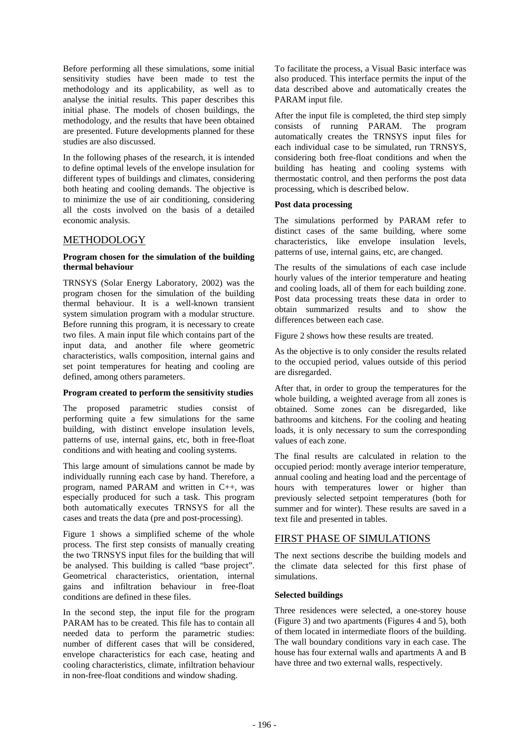Before performing all these simulations, some initial sensitivity studies have been made to test the methodology and its applicability, as well as to analyse the initial results. This paper describes this initial phase. The models of chosen buildings, the methodology, and the results that have been obtained are presented. Future developments planned for these studies are also discussed.

In the following phases of the research, it is intended to define optimal levels of the envelope insulation for different types of buildings and climates, considering both heating and cooling demands. The objective is to minimize the use of air conditioning, considering all the costs involved on the basis of a detailed economic analysis.

## METHODOLOGY

**Program chosen for the simulation of the building thermal behaviour**

TRNSYS (Solar Energy Laboratory, 2002) was the program chosen for the simulation of the building thermal behaviour. It is a well-known transient system simulation program with a modular structure. Before running this program, it is necessary to create two files. A main input file which contains part of the input data, and another file where geometric characteristics, walls composition, internal gains and set point temperatures for heating and cooling are defined, among others parameters.

**Program created to perform the sensitivity studies**

The proposed parametric studies consist of performing quite a few simulations for the same building, with distinct envelope insulation levels, patterns of use, internal gains, etc, both in free-float conditions and with heating and cooling systems.

This large amount of simulations cannot be made by individually running each case by hand. Therefore, a program, named PARAM and written in C++, was especially produced for such a task. This program both automatically executes TRNSYS for all the cases and treats the data (pre and post-processing).

Figure 1 shows a simplified scheme of the whole process. The first step consists of manually creating the two TRNSYS input files for the building that will be analysed. This building is called "base project". Geometrical characteristics, orientation, internal gains and infiltration behaviour in free-float conditions are defined in these files.

In the second step, the input file for the program PARAM has to be created. This file has to contain all needed data to perform the parametric studies: number of different cases that will be considered, envelope characteristics for each case, heating and cooling characteristics, climate, infiltration behaviour in non-free-float conditions and window shading.

To facilitate the process, a Visual Basic interface was also produced. This interface permits the input of the data described above and automatically creates the PARAM input file.

After the input file is completed, the third step simply consists of running PARAM. The program automatically creates the TRNSYS input files for each individual case to be simulated, run TRNSYS, considering both free-float conditions and when the building has heating and cooling systems with thermostatic control, and then performs the post data processing, which is described below.

**Post data processing**

The simulations performed by PARAM refer to distinct cases of the same building, where some characteristics, like envelope insulation levels, patterns of use, internal gains, etc, are changed.

The results of the simulations of each case include hourly values of the interior temperature and heating and cooling loads, all of them for each building zone. Post data processing treats these data in order to obtain summarized results and to show the differences between each case.

Figure 2 shows how these results are treated.

As the objective is to only consider the results related to the occupied period, values outside of this period are disregarded.

After that, in order to group the temperatures for the whole building, a weighted average from all zones is obtained. Some zones can be disregarded, like bathrooms and kitchens. For the cooling and heating loads, it is only necessary to sum the corresponding values of each zone.

The final results are calculated in relation to the occupied period: montly average interior temperature, annual cooling and heating load and the percentage of hours with temperatures lower or higher than previously selected setpoint temperatures (both for summer and for winter). These results are saved in a text file and presented in tables.

## FIRST PHASE OF SIMULATIONS

The next sections describe the building models and the climate data selected for this first phase of simulations.

**Selected buildings**

Three residences were selected, a one-storey house (Figure 3) and two apartments (Figures 4 and 5), both of them located in intermediate floors of the building. The wall boundary conditions vary in each case. The house has four external walls and apartments A and B have three and two external walls, respectively.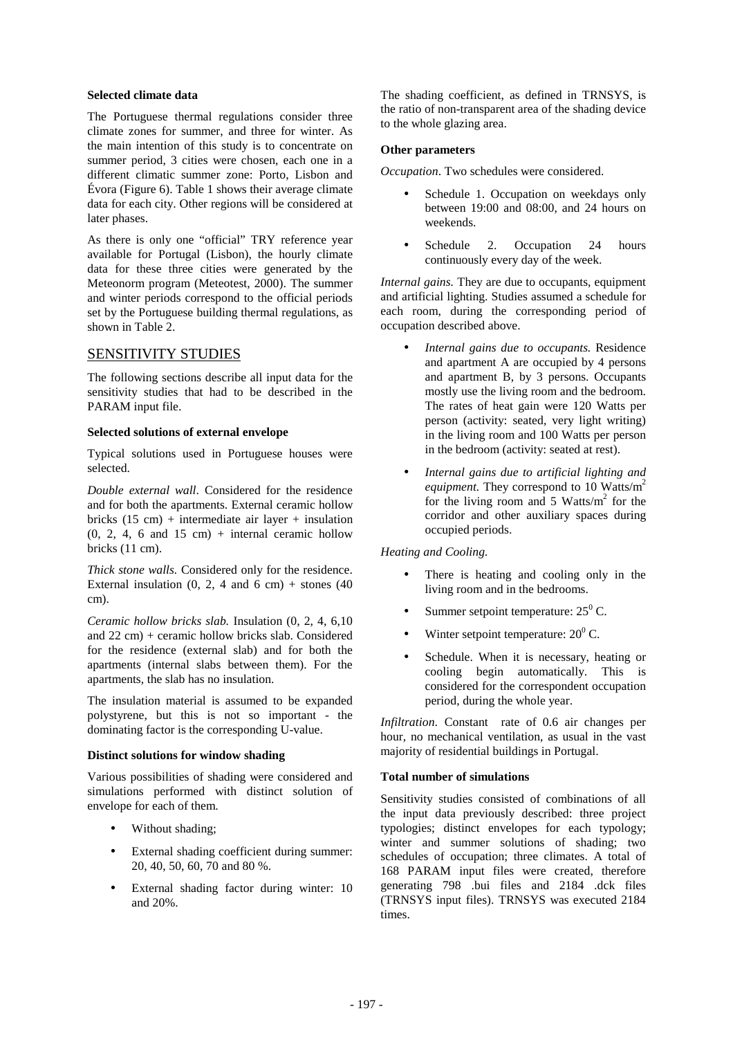**Selected climate data**

The Portuguese thermal regulations consider three climate zones for summer, and three for winter. As the main intention of this study is to concentrate on summer period, 3 cities were chosen, each one in a different climatic summer zone: Porto, Lisbon and Évora (Figure 6). Table 1 shows their average climate data for each city. Other regions will be considered at later phases.

As there is only one "official" TRY reference year available for Portugal (Lisbon), the hourly climate data for these three cities were generated by the Meteonorm program (Meteotest, 2000). The summer and winter periods correspond to the official periods set by the Portuguese building thermal regulations, as shown in Table 2.

## SENSITIVITY STUDIES

The following sections describe all input data for the sensitivity studies that had to be described in the PARAM input file.

**Selected solutions of external envelope**

Typical solutions used in Portuguese houses were selected.

*Double external wall*. Considered for the residence and for both the apartments. External ceramic hollow bricks (15 cm) + intermediate air layer + insulation (0, 2, 4, 6 and 15 cm) + internal ceramic hollow bricks (11 cm).

*Thick stone walls.* Considered only for the residence. External insulation (0, 2, 4 and 6 cm) + stones (40 cm).

*Ceramic hollow bricks slab.* Insulation (0, 2, 4, 6,10 and 22 cm) + ceramic hollow bricks slab. Considered for the residence (external slab) and for both the apartments (internal slabs between them). For the apartments, the slab has no insulation.

The insulation material is assumed to be expanded polystyrene, but this is not so important - the dominating factor is the corresponding U-value.

**Distinct solutions for window shading**

Various possibilities of shading were considered and simulations performed with distinct solution of envelope for each of them.

- Without shading;
- External shading coefficient during summer: 20, 40, 50, 60, 70 and 80 %.
- External shading factor during winter: 10 and 20%.

The shading coefficient, as defined in TRNSYS, is the ratio of non-transparent area of the shading device to the whole glazing area.

**Other parameters**

*Occupation*. Two schedules were considered.

- Schedule 1. Occupation on weekdays only between 19:00 and 08:00, and 24 hours on weekends.
- Schedule 2. Occupation 24 hours continuously every day of the week.

*Internal gains.* They are due to occupants, equipment and artificial lighting. Studies assumed a schedule for each room, during the corresponding period of occupation described above.

- *Internal gains due to occupants.* Residence and apartment A are occupied by 4 persons and apartment B, by 3 persons. Occupants mostly use the living room and the bedroom. The rates of heat gain were 120 Watts per person (activity: seated, very light writing) in the living room and 100 Watts per person in the bedroom (activity: seated at rest).
- *Internal gains due to artificial lighting and equipment.* They correspond to 10 Watts/m$^2$ for the living room and 5 Watts/m$^2$ for the corridor and other auxiliary spaces during occupied periods.

*Heating and Cooling.*

- There is heating and cooling only in the living room and in the bedrooms.
- Summer setpoint temperature: $25^0$ C.
- Winter setpoint temperature: $20^0$ C.
- Schedule. When it is necessary, heating or cooling begin automatically. This is considered for the correspondent occupation period, during the whole year.

*Infiltration.* Constant rate of 0.6 air changes per hour, no mechanical ventilation, as usual in the vast majority of residential buildings in Portugal.

**Total number of simulations**

Sensitivity studies consisted of combinations of all the input data previously described: three project typologies; distinct envelopes for each typology; winter and summer solutions of shading; two schedules of occupation; three climates. A total of 168 PARAM input files were created, therefore generating 798 .bui files and 2184 .dck files (TRNSYS input files). TRNSYS was executed 2184 times.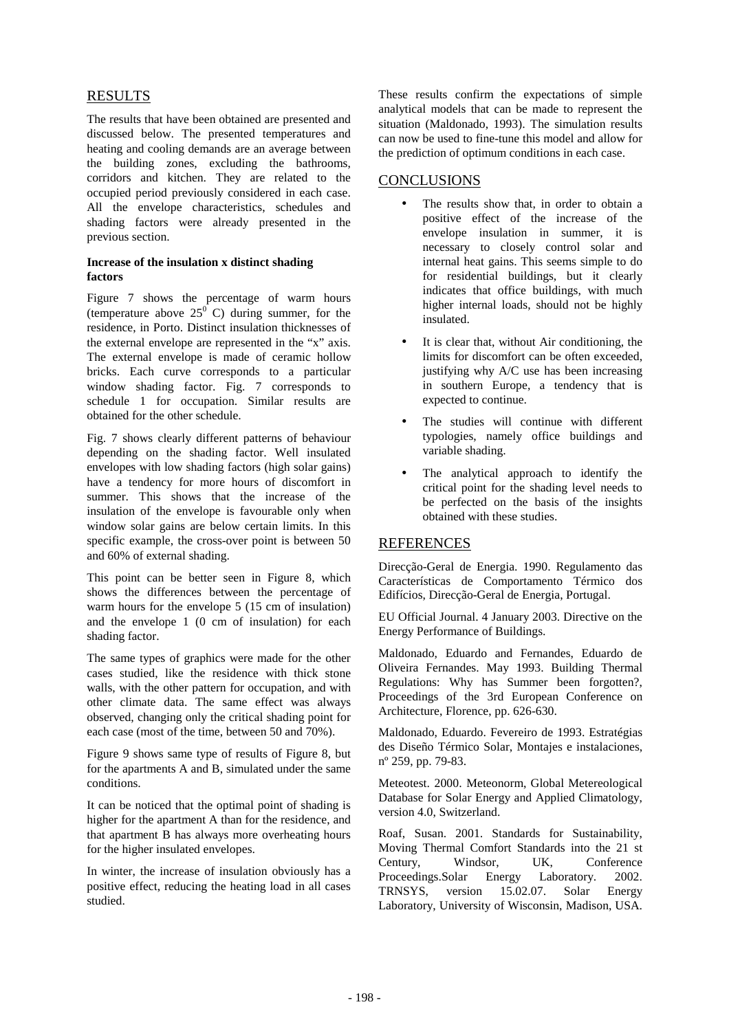## RESULTS

The results that have been obtained are presented and discussed below. The presented temperatures and heating and cooling demands are an average between the building zones, excluding the bathrooms, corridors and kitchen. They are related to the occupied period previously considered in each case. All the envelope characteristics, schedules and shading factors were already presented in the previous section.

**Increase of the insulation x distinct shading factors**

Figure 7 shows the percentage of warm hours (temperature above $25^0$ C) during summer, for the residence, in Porto. Distinct insulation thicknesses of the external envelope are represented in the "x" axis. The external envelope is made of ceramic hollow bricks. Each curve corresponds to a particular window shading factor. Fig. 7 corresponds to schedule 1 for occupation. Similar results are obtained for the other schedule.

Fig. 7 shows clearly different patterns of behaviour depending on the shading factor. Well insulated envelopes with low shading factors (high solar gains) have a tendency for more hours of discomfort in summer. This shows that the increase of the insulation of the envelope is favourable only when window solar gains are below certain limits. In this specific example, the cross-over point is between 50 and 60% of external shading.

This point can be better seen in Figure 8, which shows the differences between the percentage of warm hours for the envelope 5 (15 cm of insulation) and the envelope 1 (0 cm of insulation) for each shading factor.

The same types of graphics were made for the other cases studied, like the residence with thick stone walls, with the other pattern for occupation, and with other climate data. The same effect was always observed, changing only the critical shading point for each case (most of the time, between 50 and 70%).

Figure 9 shows same type of results of Figure 8, but for the apartments A and B, simulated under the same conditions.

It can be noticed that the optimal point of shading is higher for the apartment A than for the residence, and that apartment B has always more overheating hours for the higher insulated envelopes.

In winter, the increase of insulation obviously has a positive effect, reducing the heating load in all cases studied.

These results confirm the expectations of simple analytical models that can be made to represent the situation (Maldonado, 1993). The simulation results can now be used to fine-tune this model and allow for the prediction of optimum conditions in each case.

## CONCLUSIONS

- The results show that, in order to obtain a positive effect of the increase of the envelope insulation in summer, it is necessary to closely control solar and internal heat gains. This seems simple to do for residential buildings, but it clearly indicates that office buildings, with much higher internal loads, should not be highly insulated.
- It is clear that, without Air conditioning, the limits for discomfort can be often exceeded, justifying why A/C use has been increasing in southern Europe, a tendency that is expected to continue.
- The studies will continue with different typologies, namely office buildings and variable shading.
- The analytical approach to identify the critical point for the shading level needs to be perfected on the basis of the insights obtained with these studies.

## REFERENCES

Direcção-Geral de Energia. 1990. Regulamento das Características de Comportamento Térmico dos Edifícios, Direcção-Geral de Energia, Portugal.

EU Official Journal. 4 January 2003. Directive on the Energy Performance of Buildings.

Maldonado, Eduardo and Fernandes, Eduardo de Oliveira Fernandes. May 1993. Building Thermal Regulations: Why has Summer been forgotten?, Proceedings of the 3rd European Conference on Architecture, Florence, pp. 626-630.

Maldonado, Eduardo. Fevereiro de 1993. Estratégias des Diseño Térmico Solar, Montajes e instalaciones, nº 259, pp. 79-83.

Meteotest. 2000. Meteonorm, Global Metereological Database for Solar Energy and Applied Climatology, version 4.0, Switzerland.

Roaf, Susan. 2001. Standards for Sustainability, Moving Thermal Comfort Standards into the 21 st Century, Windsor, UK, Conference Proceedings.Solar Energy Laboratory. 2002. TRNSYS, version 15.02.07. Solar Energy Laboratory, University of Wisconsin, Madison, USA.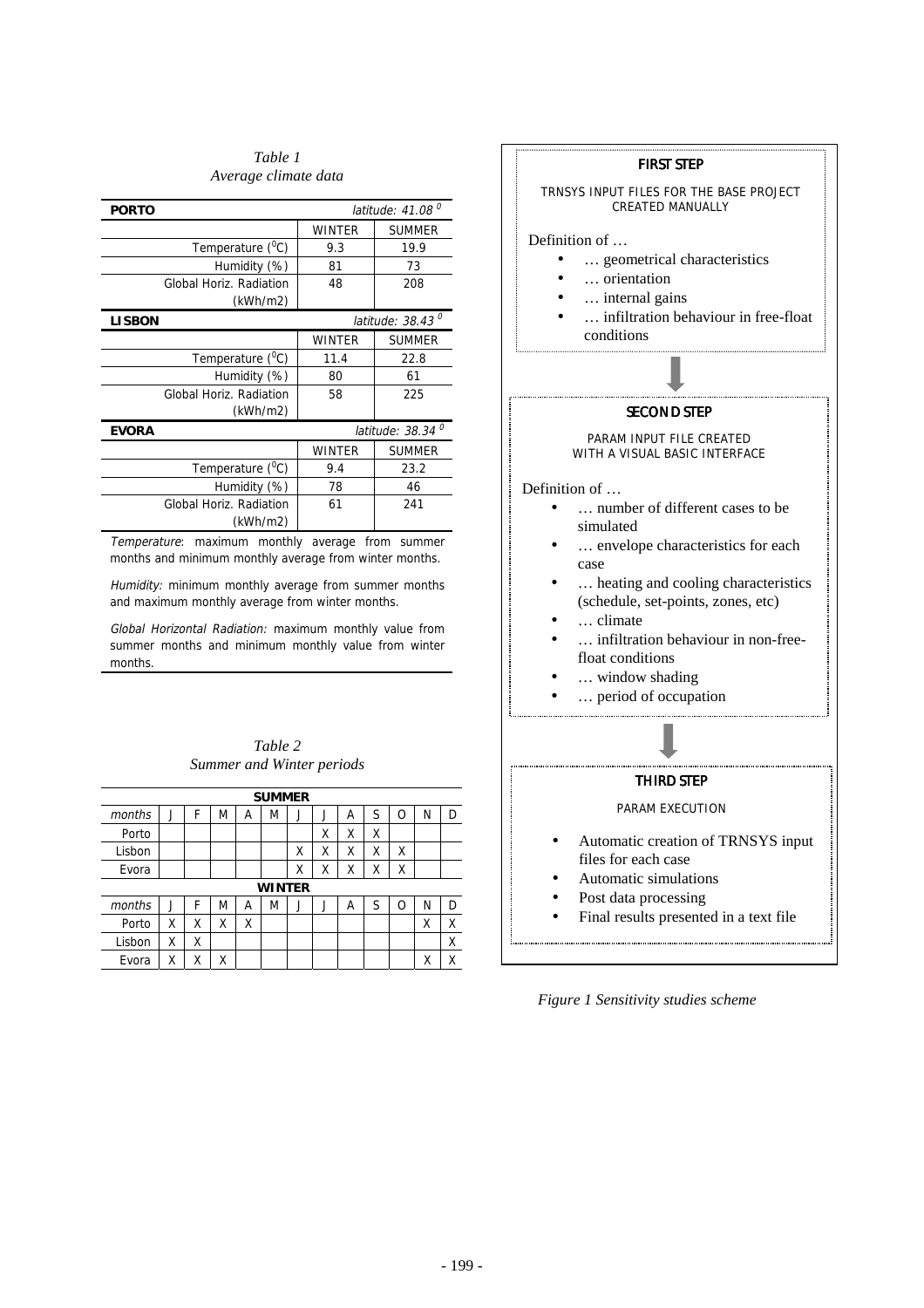*Table 1*
*Average climate data*

| **PORTO** | | *latitude: 41.08 $^0$* |
|---|---|---|
| | WINTER | SUMMER |
| Temperature ($^0$C) | 9.3 | 19.9 |
| Humidity (%) | 81 | 73 |
| Global Horiz. Radiation (kWh/m2) | 48 | 208 |
| **LISBON** | | *latitude: 38.43 $^0$* |
| | WINTER | SUMMER |
| Temperature ($^0$C) | 11.4 | 22.8 |
| Humidity (%) | 80 | 61 |
| Global Horiz. Radiation (kWh/m2) | 58 | 225 |
| **EVORA** | | *latitude: 38.34 $^0$* |
| | WINTER | SUMMER |
| Temperature ($^0$C) | 9.4 | 23.2 |
| Humidity (%) | 78 | 46 |
| Global Horiz. Radiation (kWh/m2) | 61 | 241 |

*Temperature*: maximum monthly average from summer months and minimum monthly average from winter months.

*Humidity:* minimum monthly average from summer months and maximum monthly average from winter months.

*Global Horizontal Radiation:* maximum monthly value from summer months and minimum monthly value from winter months.

*Table 2*
*Summer and Winter periods*

| **SUMMER** | | | | | | | | | | | | |
|---|---|---|---|---|---|---|---|---|---|---|---|---|
| *months* | J | F | M | A | M | J | J | A | S | O | N | D |
| Porto | | | | | | | X | X | X | | | |
| Lisbon | | | | | | X | X | X | X | X | | |
| Evora | | | | | | X | X | X | X | X | | |
| **WINTER** | | | | | | | | | | | | |
| *months* | J | F | M | A | M | J | J | A | S | O | N | D |
| Porto | X | X | X | X | | | | | | | X | X |
| Lisbon | X | X | | | | | | | | | | X |
| Evora | X | X | X | | | | | | | | X | X |

**FIRST STEP**

TRNSYS INPUT FILES FOR THE BASE PROJECT CREATED MANUALLY

Definition of …

- … geometrical characteristics
- … orientation
- … internal gains
- … infiltration behaviour in free-float conditions

**SECOND STEP**

PARAM INPUT FILE CREATED WITH A VISUAL BASIC INTERFACE

Definition of …

- … number of different cases to be simulated
- … envelope characteristics for each case
- … heating and cooling characteristics (schedule, set-points, zones, etc)
- … climate
- … infiltration behaviour in non-free-float conditions
- … window shading
- … period of occupation

**THIRD STEP**

PARAM EXECUTION

- Automatic creation of TRNSYS input files for each case
- Automatic simulations
- Post data processing
- Final results presented in a text file

*Figure 1 Sensitivity studies scheme*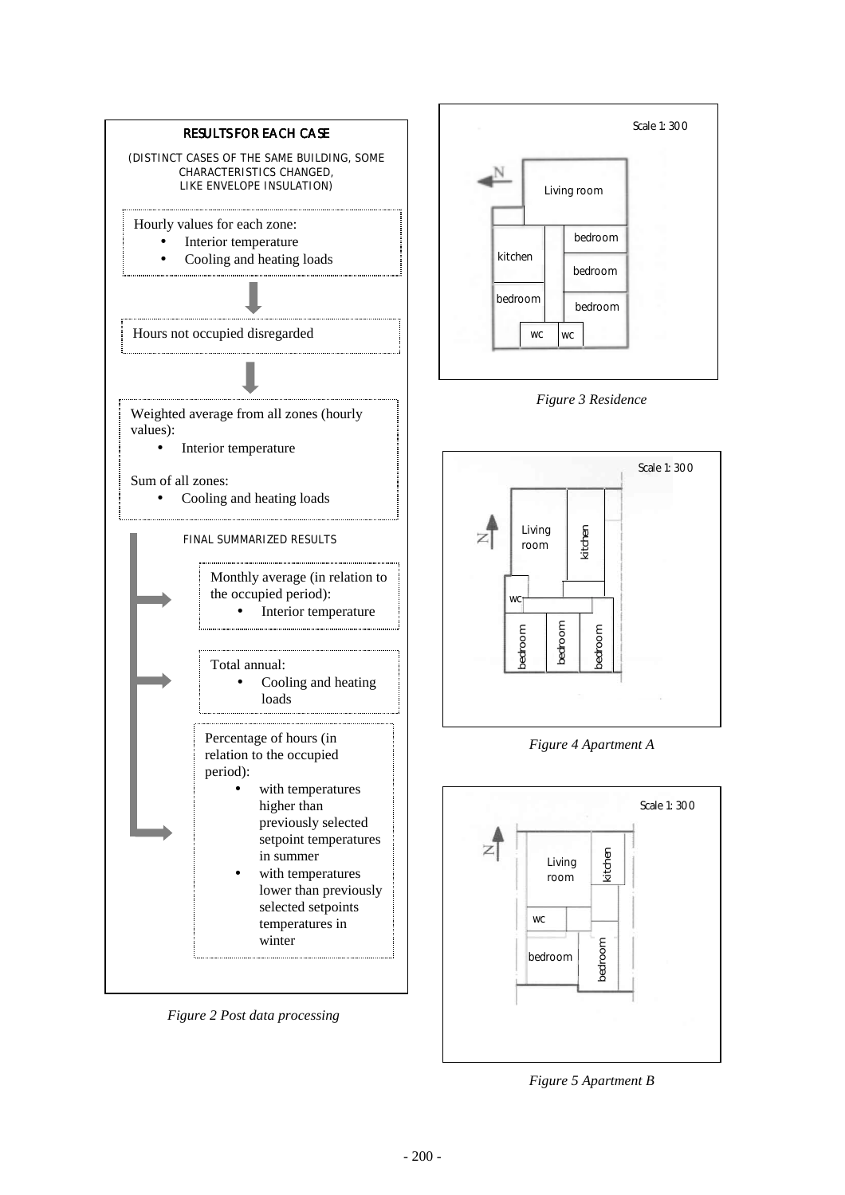**RESULTS FOR EACH CASE**

(DISTINCT CASES OF THE SAME BUILDING, SOME CHARACTERISTICS CHANGED, LIKE ENVELOPE INSULATION)

Hourly values for each zone:

- Interior temperature
- Cooling and heating loads

Hours not occupied disregarded

Weighted average from all zones (hourly values):

- Interior temperature

Sum of all zones:

- Cooling and heating loads

FINAL SUMMARIZED RESULTS

Monthly average (in relation to the occupied period):

- Interior temperature

Total annual:

- Cooling and heating loads

Percentage of hours (in relation to the occupied period):

- with temperatures higher than previously selected setpoint temperatures in summer
- with temperatures lower than previously selected setpoints temperatures in winter

*Figure 2 Post data processing*

Scale 1: 300

N

Living room, kitchen, bedroom, bedroom, bedroom, bedroom, WC, WC

*Figure 3 Residence*

Scale 1: 300

N

Living room, kitchen, WC, bedroom, bedroom, bedroom

*Figure 4 Apartment A*

Scale 1: 300

N

Living room, kitchen, WC, bedroom, bedroom

*Figure 5 Apartment B*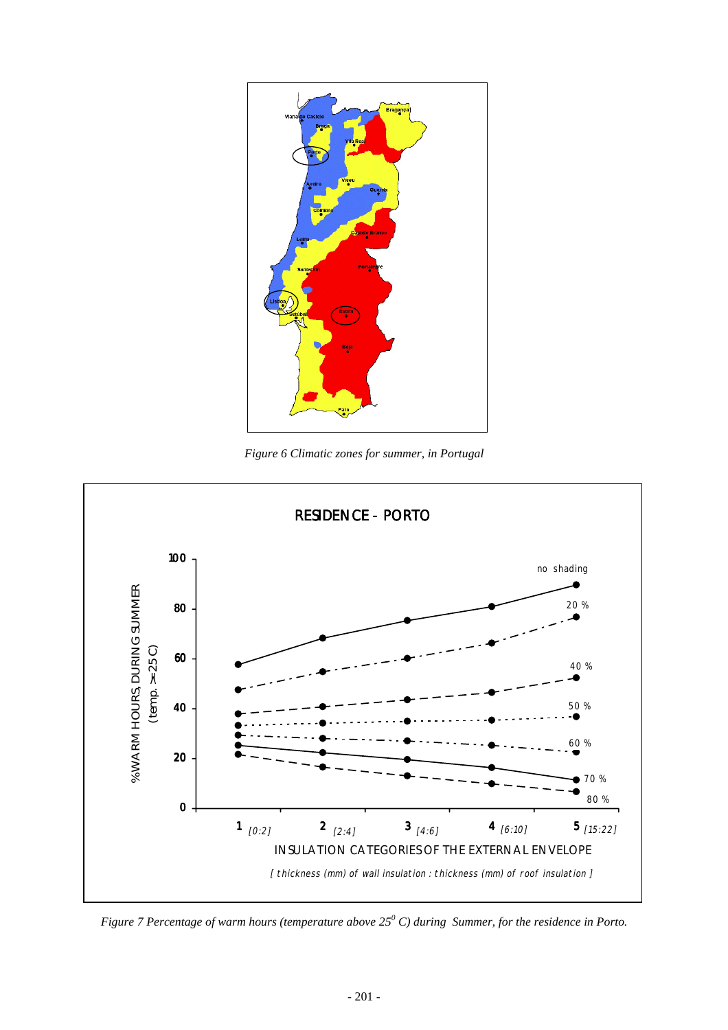*Figure 6 Climatic zones for summer, in Portugal*

*Figure 7 Percentage of warm hours (temperature above $25^0$ C) during Summer, for the residence in Porto.*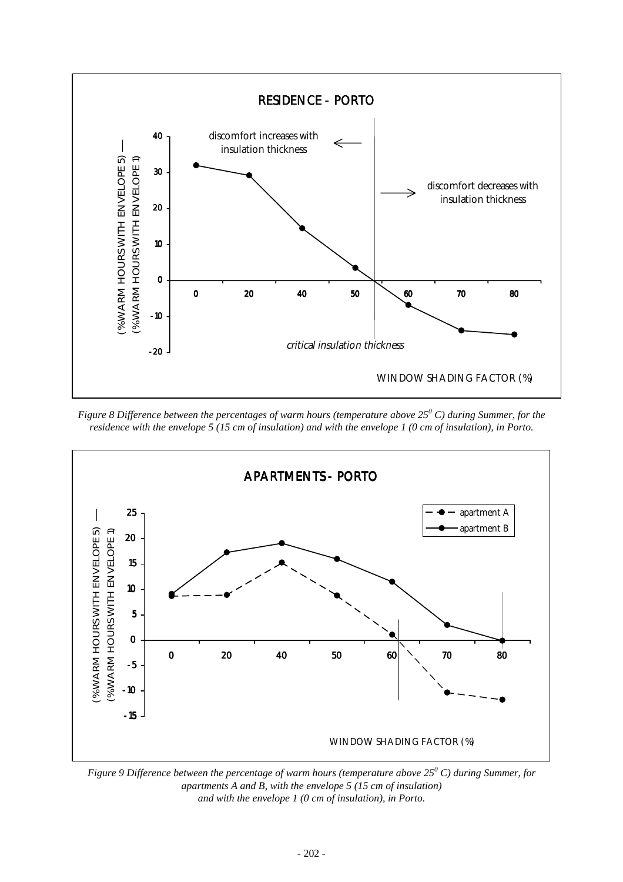RESIDENCE - PORTO

(%WARM HOURS WITH ENVELOPE 5) — (%WARM HOURS WITH ENVELOPE 1)

40
30
20
10
0
-10
-20

0 20 40 50 60 70 80

discomfort increases with insulation thickness

discomfort decreases with insulation thickness

critical insulation thickness

WINDOW SHADING FACTOR (%)

*Figure 8 Difference between the percentages of warm hours (temperature above $25^0$ C) during Summer, for the residence with the envelope 5 (15 cm of insulation) and with the envelope 1 (0 cm of insulation), in Porto.*

APARTMENTS - PORTO

(%WARM HOURS WITH ENVELOPE 5) — (%WARM HOURS WITH ENVELOPE 1)

25
20
15
10
5
0
-5
-10
-15

0 20 40 50 60 70 80

apartment A

apartment B

WINDOW SHADING FACTOR (%)

*Figure 9 Difference between the percentage of warm hours (temperature above $25^0$ C) during Summer, for apartments A and B, with the envelope 5 (15 cm of insulation) and with the envelope 1 (0 cm of insulation), in Porto.*